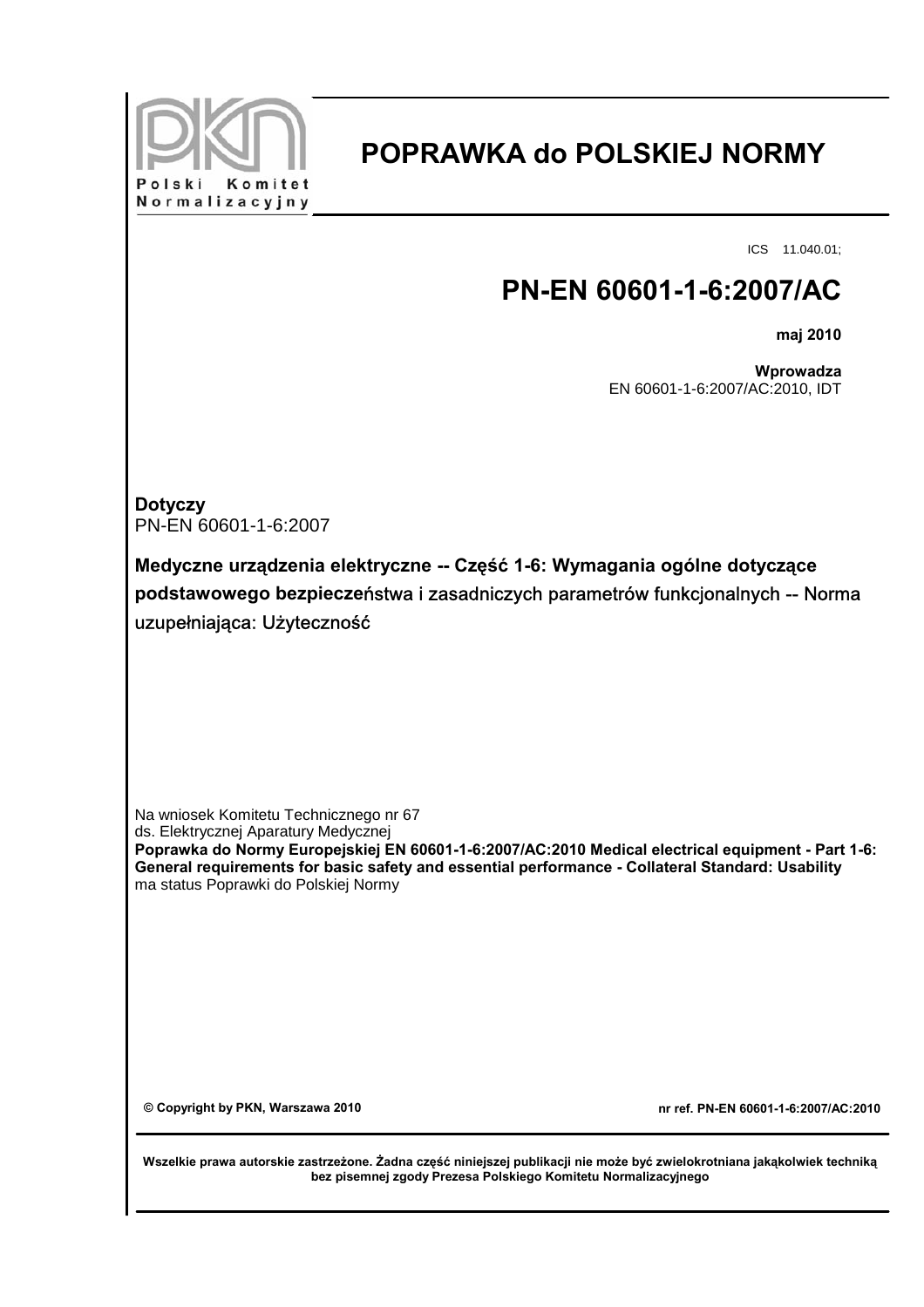Polski Komitet Normalizacyjny

# POPRAWKA do POLSKIEJ NORMY

ICS 11.040.01;

## PN-EN 60601-1-6:2007/AC

**maj 2010**

**Wprowadza**
EN 60601-1-6:2007/AC:2010, IDT

**Dotyczy**
PN-EN 60601-1-6:2007

**Medyczne urządzenia elektryczne -- Część 1-6: Wymagania ogólne dotyczące podstawowego bezpiecze**ństwa i zasadniczych parametrów funkcjonalnych -- Norma uzupełniająca: Użyteczność

Na wniosek Komitetu Technicznego nr 67
ds. Elektrycznej Aparatury Medycznej
**Poprawka do Normy Europejskiej EN 60601-1-6:2007/AC:2010 Medical electrical equipment - Part 1-6: General requirements for basic safety and essential performance - Collateral Standard: Usability**
ma status Poprawki do Polskiej Normy

**© Copyright by PKN, Warszawa 2010**

**nr ref. PN-EN 60601-1-6:2007/AC:2010**

**Wszelkie prawa autorskie zastrzeżone. Żadna część niniejszej publikacji nie może być zwielokrotniana jakąkolwiek techniką bez pisemnej zgody Prezesa Polskiego Komitetu Normalizacyjnego**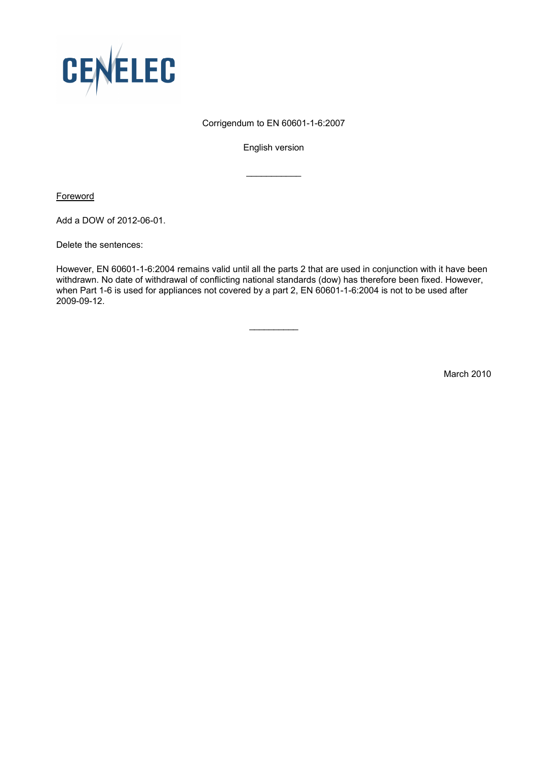CENELEC

Corrigendum to EN 60601-1-6:2007

English version

___________

Foreword

Add a DOW of 2012-06-01.

Delete the sentences:

However, EN 60601-1-6:2004 remains valid until all the parts 2 that are used in conjunction with it have been withdrawn. No date of withdrawal of conflicting national standards (dow) has therefore been fixed. However, when Part 1-6 is used for appliances not covered by a part 2, EN 60601-1-6:2004 is not to be used after 2009-09-12.

__________

March 2010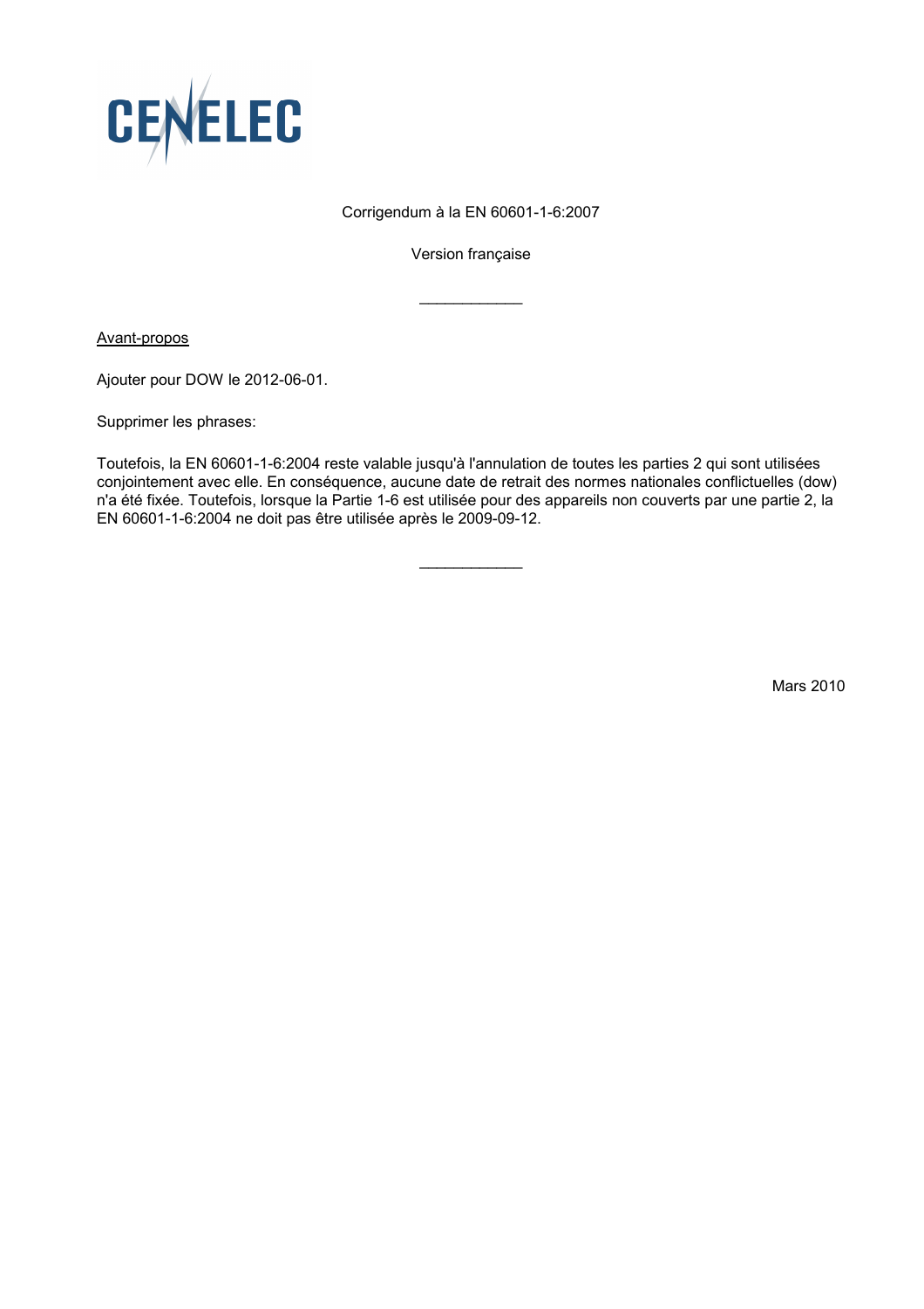CENELEC

Corrigendum à la EN 60601-1-6:2007

Version française

---

Avant-propos

Ajouter pour DOW le 2012-06-01.

Supprimer les phrases:

Toutefois, la EN 60601-1-6:2004 reste valable jusqu'à l'annulation de toutes les parties 2 qui sont utilisées conjointement avec elle. En conséquence, aucune date de retrait des normes nationales conflictuelles (dow) n'a été fixée. Toutefois, lorsque la Partie 1-6 est utilisée pour des appareils non couverts par une partie 2, la EN 60601-1-6:2004 ne doit pas être utilisée après le 2009-09-12.

---

Mars 2010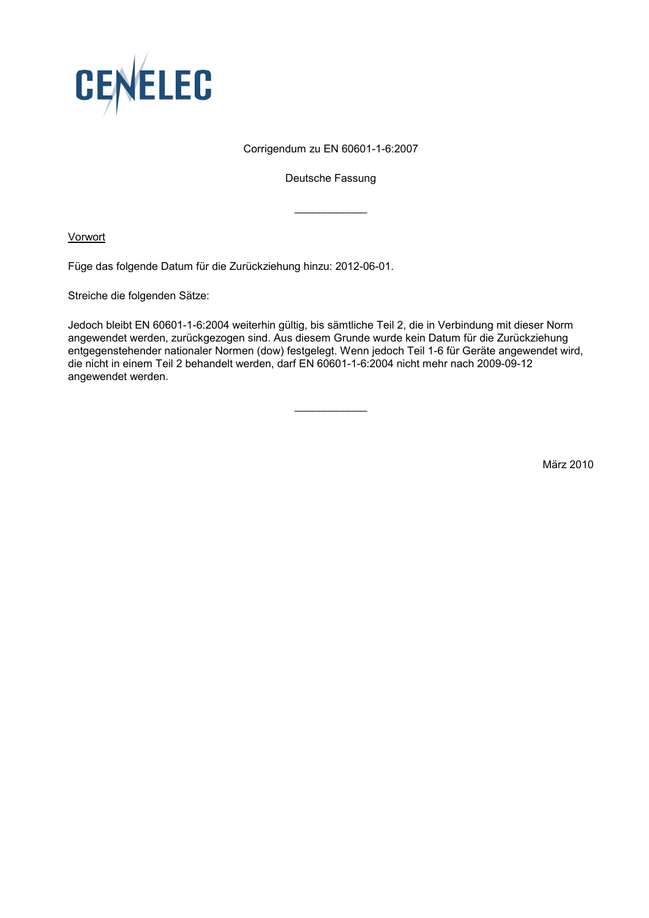CENELEC

Corrigendum zu EN 60601-1-6:2007

Deutsche Fassung

---

Vorwort

Füge das folgende Datum für die Zurückziehung hinzu: 2012-06-01.

Streiche die folgenden Sätze:

Jedoch bleibt EN 60601-1-6:2004 weiterhin gültig, bis sämtliche Teil 2, die in Verbindung mit dieser Norm angewendet werden, zurückgezogen sind. Aus diesem Grunde wurde kein Datum für die Zurückziehung entgegenstehender nationaler Normen (dow) festgelegt. Wenn jedoch Teil 1-6 für Geräte angewendet wird, die nicht in einem Teil 2 behandelt werden, darf EN 60601-1-6:2004 nicht mehr nach 2009-09-12 angewendet werden.

---

März 2010